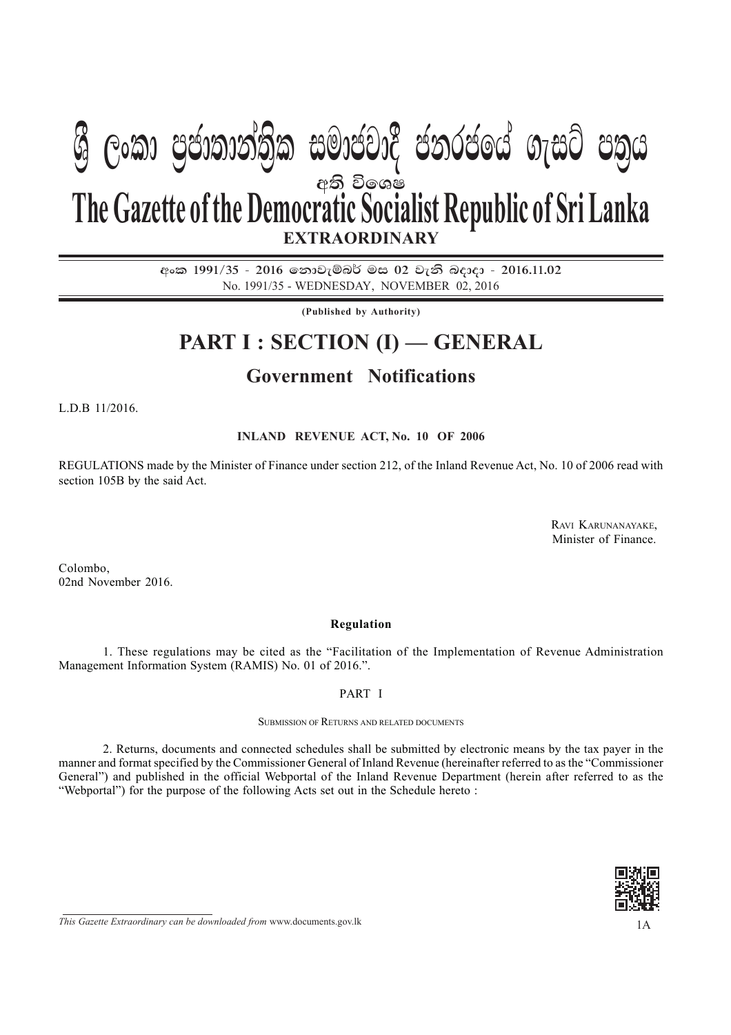# ශ්‍රී ලංකා ප්‍රජාතාන්ත්‍රික සමාජවාදී ජනරජයේ ගැසට් පත්‍රය

අති විශෙෂ

# The Gazette of the Democratic Socialist Republic of Sri Lanka

**EXTRAORDINARY**

**අංක 1991/35 - 2016 නොවැම්බර් මස 02 වැනි බදාදා - 2016.11.02**

No. 1991/35 - WEDNESDAY, NOVEMBER 02, 2016

**(Published by Authority)**

## PART I : SECTION (I) — GENERAL

### Government Notifications

L.D.B 11/2016.

**INLAND REVENUE ACT, No. 10 OF 2006**

REGULATIONS made by the Minister of Finance under section 212, of the Inland Revenue Act, No. 10 of 2006 read with section 105B by the said Act.

RAVI KARUNANAYAKE,
Minister of Finance.

Colombo,
02nd November 2016.

**Regulation**

1. These regulations may be cited as the "Facilitation of the Implementation of Revenue Administration Management Information System (RAMIS) No. 01 of 2016.".

PART I

SUBMISSION OF RETURNS AND RELATED DOCUMENTS

2. Returns, documents and connected schedules shall be submitted by electronic means by the tax payer in the manner and format specified by the Commissioner General of Inland Revenue (hereinafter referred to as the "Commissioner General") and published in the official Webportal of the Inland Revenue Department (herein after referred to as the "Webportal") for the purpose of the following Acts set out in the Schedule hereto :

*This Gazette Extraordinary can be downloaded from* www.documents.gov.lk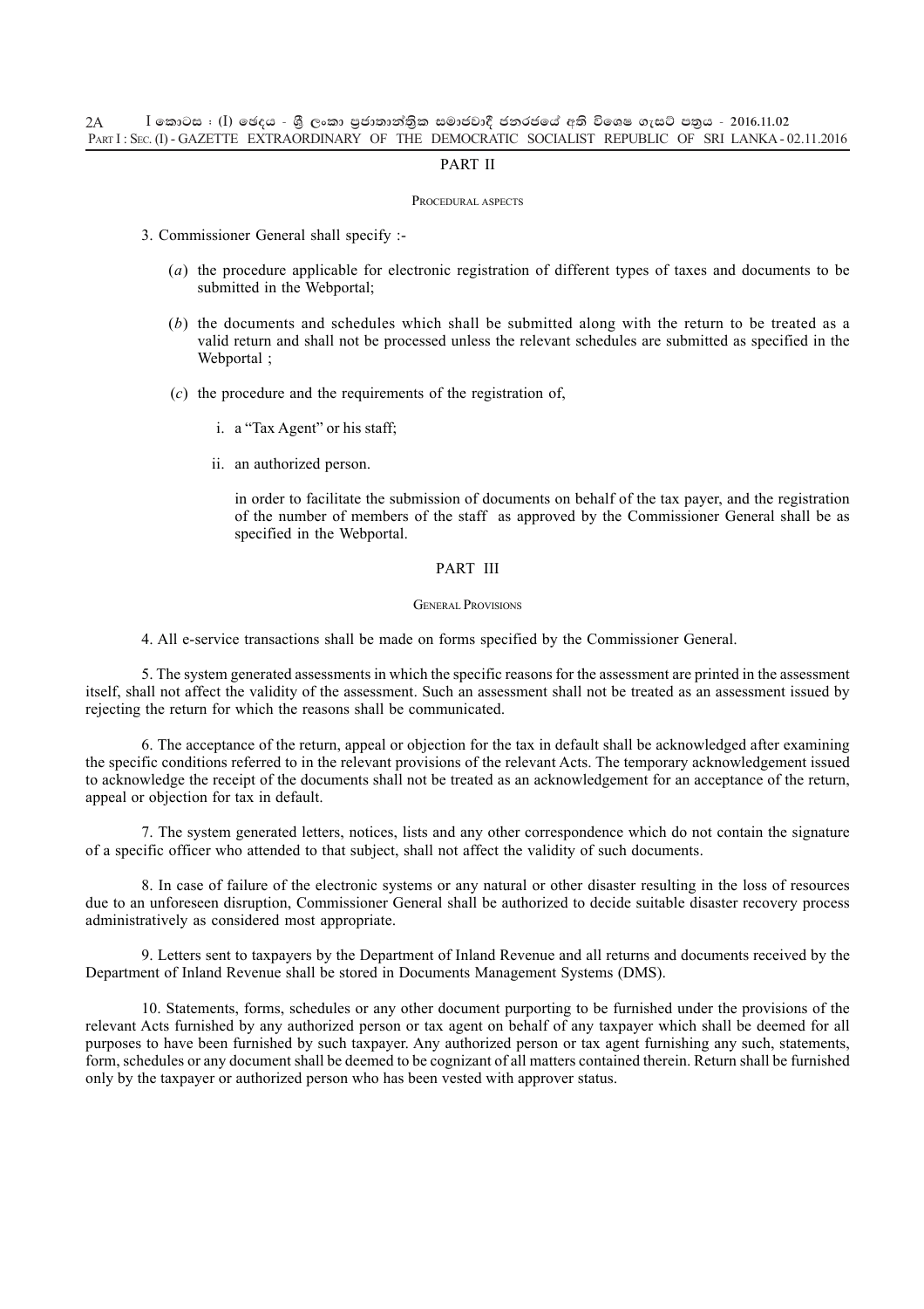## PART II

### Procedural aspects

3. Commissioner General shall specify :-

   (*a*) the procedure applicable for electronic registration of different types of taxes and documents to be submitted in the Webportal;

   (*b*) the documents and schedules which shall be submitted along with the return to be treated as a valid return and shall not be processed unless the relevant schedules are submitted as specified in the Webportal ;

   (*c*) the procedure and the requirements of the registration of,

      i. a "Tax Agent" or his staff;

      ii. an authorized person.

      in order to facilitate the submission of documents on behalf of the tax payer, and the registration of the number of members of the staff as approved by the Commissioner General shall be as specified in the Webportal.

## PART III

### General Provisions

4. All e-service transactions shall be made on forms specified by the Commissioner General.

5. The system generated assessments in which the specific reasons for the assessment are printed in the assessment itself, shall not affect the validity of the assessment. Such an assessment shall not be treated as an assessment issued by rejecting the return for which the reasons shall be communicated.

6. The acceptance of the return, appeal or objection for the tax in default shall be acknowledged after examining the specific conditions referred to in the relevant provisions of the relevant Acts. The temporary acknowledgement issued to acknowledge the receipt of the documents shall not be treated as an acknowledgement for an acceptance of the return, appeal or objection for tax in default.

7. The system generated letters, notices, lists and any other correspondence which do not contain the signature of a specific officer who attended to that subject, shall not affect the validity of such documents.

8. In case of failure of the electronic systems or any natural or other disaster resulting in the loss of resources due to an unforeseen disruption, Commissioner General shall be authorized to decide suitable disaster recovery process administratively as considered most appropriate.

9. Letters sent to taxpayers by the Department of Inland Revenue and all returns and documents received by the Department of Inland Revenue shall be stored in Documents Management Systems (DMS).

10. Statements, forms, schedules or any other document purporting to be furnished under the provisions of the relevant Acts furnished by any authorized person or tax agent on behalf of any taxpayer which shall be deemed for all purposes to have been furnished by such taxpayer. Any authorized person or tax agent furnishing any such, statements, form, schedules or any document shall be deemed to be cognizant of all matters contained therein. Return shall be furnished only by the taxpayer or authorized person who has been vested with approver status.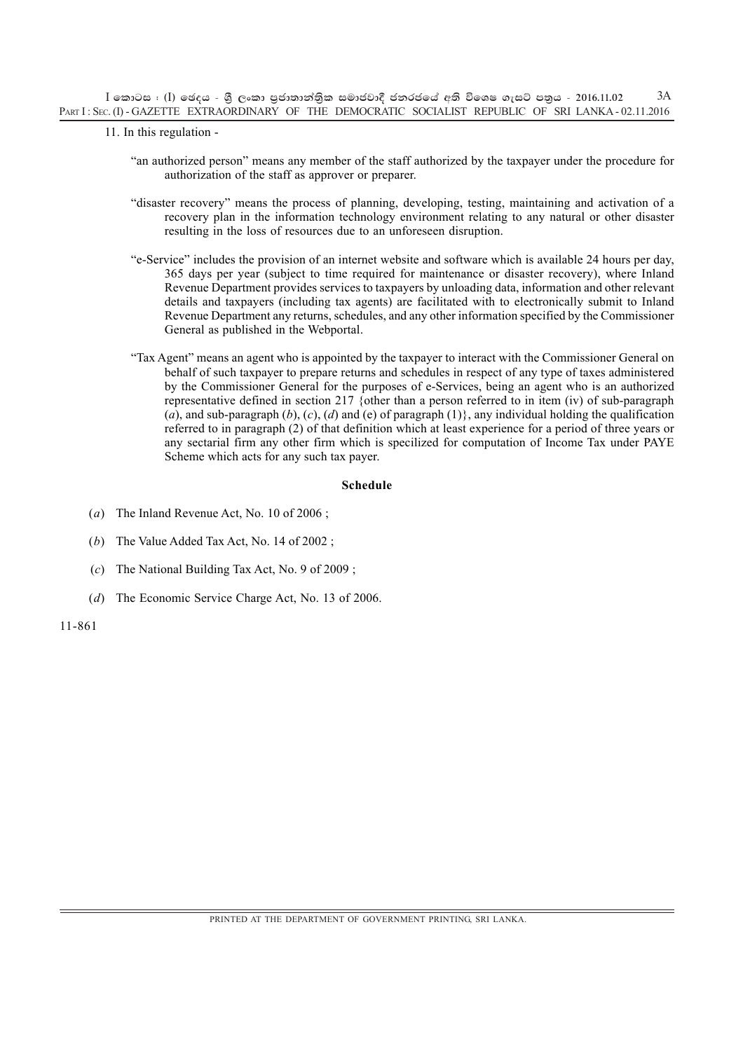11. In this regulation -

"an authorized person" means any member of the staff authorized by the taxpayer under the procedure for authorization of the staff as approver or preparer.

"disaster recovery" means the process of planning, developing, testing, maintaining and activation of a recovery plan in the information technology environment relating to any natural or other disaster resulting in the loss of resources due to an unforeseen disruption.

"e-Service" includes the provision of an internet website and software which is available 24 hours per day, 365 days per year (subject to time required for maintenance or disaster recovery), where Inland Revenue Department provides services to taxpayers by unloading data, information and other relevant details and taxpayers (including tax agents) are facilitated with to electronically submit to Inland Revenue Department any returns, schedules, and any other information specified by the Commissioner General as published in the Webportal.

"Tax Agent" means an agent who is appointed by the taxpayer to interact with the Commissioner General on behalf of such taxpayer to prepare returns and schedules in respect of any type of taxes administered by the Commissioner General for the purposes of e-Services, being an agent who is an authorized representative defined in section 217 {other than a person referred to in item (iv) of sub-paragraph (*a*), and sub-paragraph (*b*), (*c*), (*d*) and (e) of paragraph (1)}, any individual holding the qualification referred to in paragraph (2) of that definition which at least experience for a period of three years or any sectarial firm any other firm which is specilized for computation of Income Tax under PAYE Scheme which acts for any such tax payer.

**Schedule**

(*a*) The Inland Revenue Act, No. 10 of 2006 ;

(*b*) The Value Added Tax Act, No. 14 of 2002 ;

(*c*) The National Building Tax Act, No. 9 of 2009 ;

(*d*) The Economic Service Charge Act, No. 13 of 2006.

11-861